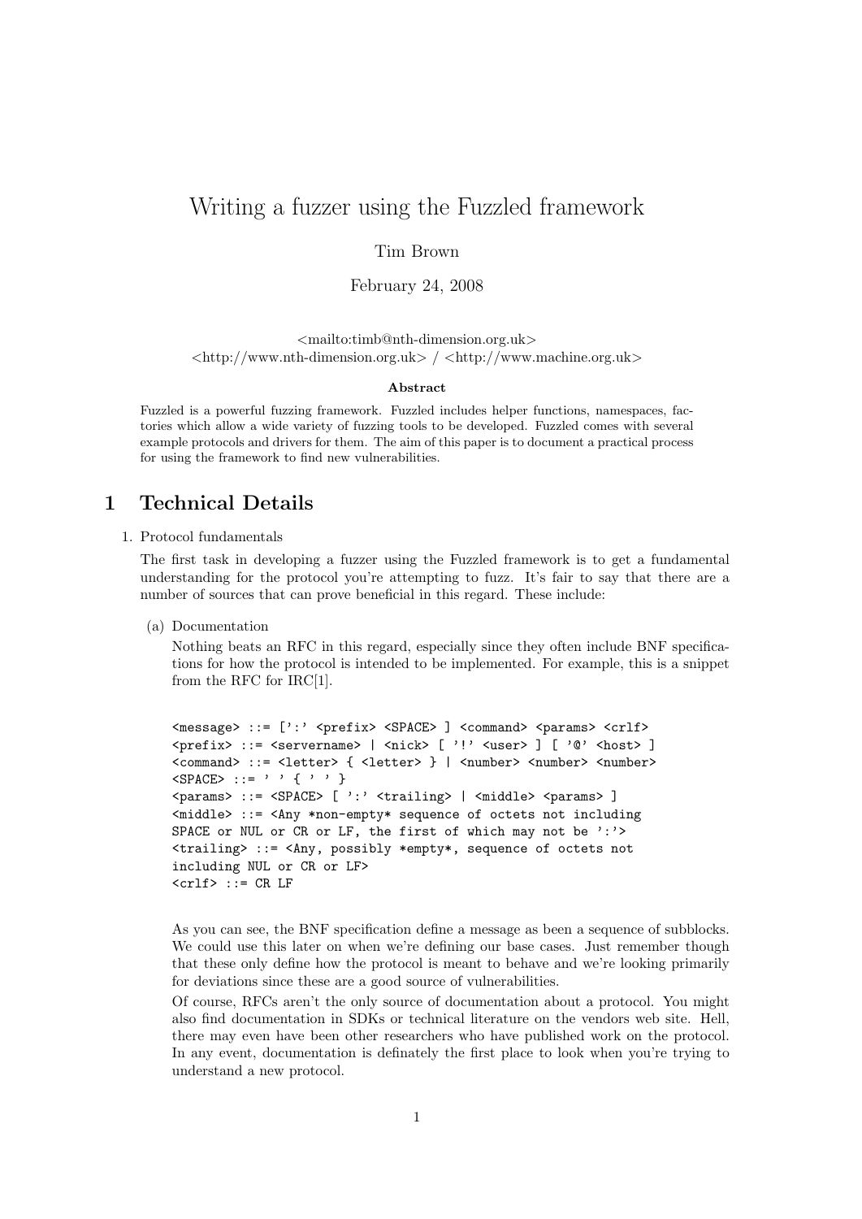# Writing a fuzzer using the Fuzzled framework

Tim Brown

February 24, 2008

<mailto:timb@nth-dimension.org.uk>
<http://www.nth-dimension.org.uk> / <http://www.machine.org.uk>

**Abstract**

Fuzzled is a powerful fuzzing framework. Fuzzled includes helper functions, namespaces, factories which allow a wide variety of fuzzing tools to be developed. Fuzzled comes with several example protocols and drivers for them. The aim of this paper is to document a practical process for using the framework to find new vulnerabilities.

## 1 Technical Details

1. Protocol fundamentals

   The first task in developing a fuzzer using the Fuzzled framework is to get a fundamental understanding for the protocol you're attempting to fuzz. It's fair to say that there are a number of sources that can prove beneficial in this regard. These include:

   (a) Documentation

   Nothing beats an RFC in this regard, especially since they often include BNF specifications for how the protocol is intended to be implemented. For example, this is a snippet from the RFC for IRC[1].

```
<message> ::= [':' <prefix> <SPACE> ] <command> <params> <crlf>
<prefix> ::= <servername> | <nick> [ '!' <user> ] [ '@' <host> ]
<command> ::= <letter> { <letter> } | <number> <number> <number>
<SPACE> ::= ' ' { ' ' }
<params> ::= <SPACE> [ ':' <trailing> | <middle> <params> ]
<middle> ::= <Any *non-empty* sequence of octets not including
SPACE or NUL or CR or LF, the first of which may not be ':'>
<trailing> ::= <Any, possibly *empty*, sequence of octets not
including NUL or CR or LF>
<crlf> ::= CR LF
```

   As you can see, the BNF specification define a message as been a sequence of subblocks. We could use this later on when we're defining our base cases. Just remember though that these only define how the protocol is meant to behave and we're looking primarily for deviations since these are a good source of vulnerabilities.

   Of course, RFCs aren't the only source of documentation about a protocol. You might also find documentation in SDKs or technical literature on the vendors web site. Hell, there may even have been other researchers who have published work on the protocol. In any event, documentation is definately the first place to look when you're trying to understand a new protocol.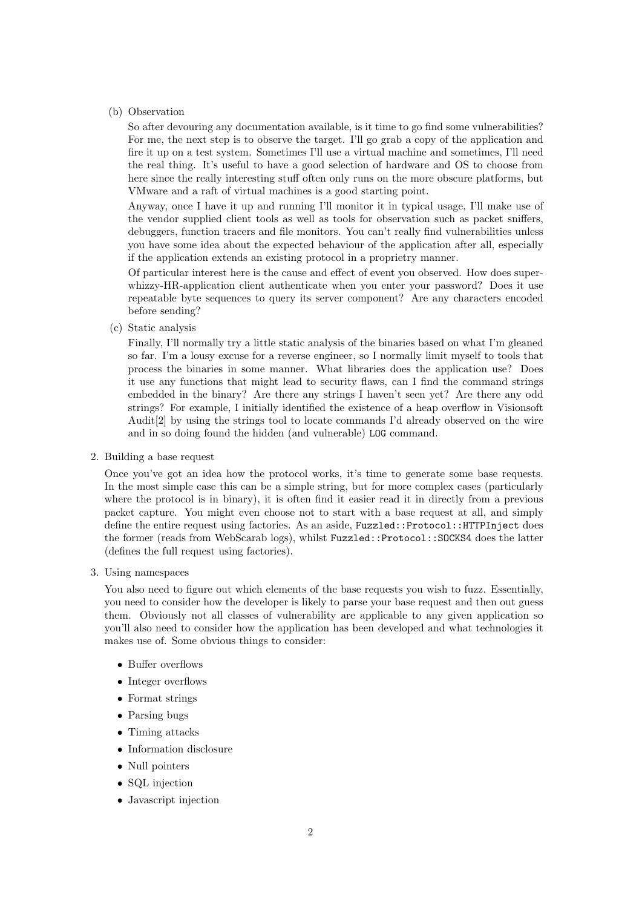(b) Observation

So after devouring any documentation available, is it time to go find some vulnerabilities? For me, the next step is to observe the target. I'll go grab a copy of the application and fire it up on a test system. Sometimes I'll use a virtual machine and sometimes, I'll need the real thing. It's useful to have a good selection of hardware and OS to choose from here since the really interesting stuff often only runs on the more obscure platforms, but VMware and a raft of virtual machines is a good starting point.

Anyway, once I have it up and running I'll monitor it in typical usage, I'll make use of the vendor supplied client tools as well as tools for observation such as packet sniffers, debuggers, function tracers and file monitors. You can't really find vulnerabilities unless you have some idea about the expected behaviour of the application after all, especially if the application extends an existing protocol in a proprietry manner.

Of particular interest here is the cause and effect of event you observed. How does super-whizzy-HR-application client authenticate when you enter your password? Does it use repeatable byte sequences to query its server component? Are any characters encoded before sending?

(c) Static analysis

Finally, I'll normally try a little static analysis of the binaries based on what I'm gleaned so far. I'm a lousy excuse for a reverse engineer, so I normally limit myself to tools that process the binaries in some manner. What libraries does the application use? Does it use any functions that might lead to security flaws, can I find the command strings embedded in the binary? Are there any strings I haven't seen yet? Are there any odd strings? For example, I initially identified the existence of a heap overflow in Visionsoft Audit[2] by using the strings tool to locate commands I'd already observed on the wire and in so doing found the hidden (and vulnerable) `LOG` command.

2. Building a base request

Once you've got an idea how the protocol works, it's time to generate some base requests. In the most simple case this can be a simple string, but for more complex cases (particularly where the protocol is in binary), it is often find it easier read it in directly from a previous packet capture. You might even choose not to start with a base request at all, and simply define the entire request using factories. As an aside, `Fuzzled::Protocol::HTTPInject` does the former (reads from WebScarab logs), whilst `Fuzzled::Protocol::SOCKS4` does the latter (defines the full request using factories).

3. Using namespaces

You also need to figure out which elements of the base requests you wish to fuzz. Essentially, you need to consider how the developer is likely to parse your base request and then out guess them. Obviously not all classes of vulnerability are applicable to any given application so you'll also need to consider how the application has been developed and what technologies it makes use of. Some obvious things to consider:

- Buffer overflows
- Integer overflows
- Format strings
- Parsing bugs
- Timing attacks
- Information disclosure
- Null pointers
- SQL injection
- Javascript injection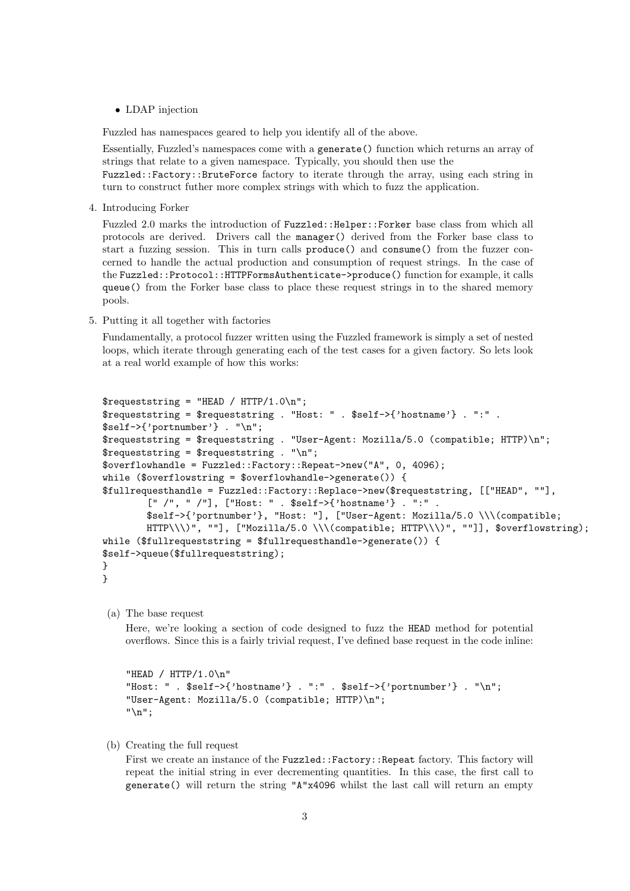- LDAP injection

Fuzzled has namespaces geared to help you identify all of the above.

Essentially, Fuzzled's namespaces come with a `generate()` function which returns an array of strings that relate to a given namespace. Typically, you should then use the `Fuzzled::Factory::BruteForce` factory to iterate through the array, using each string in turn to construct futher more complex strings with which to fuzz the application.

4. Introducing Forker

   Fuzzled 2.0 marks the introduction of `Fuzzled::Helper::Forker` base class from which all protocols are derived. Drivers call the `manager()` derived from the Forker base class to start a fuzzing session. This in turn calls `produce()` and `consume()` from the fuzzer concerned to handle the actual production and consumption of request strings. In the case of the `Fuzzled::Protocol::HTTPFormsAuthenticate->produce()` function for example, it calls `queue()` from the Forker base class to place these request strings in to the shared memory pools.

5. Putting it all together with factories

   Fundamentally, a protocol fuzzer written using the Fuzzled framework is simply a set of nested loops, which iterate through generating each of the test cases for a given factory. So lets look at a real world example of how this works:

```
$requeststring = "HEAD / HTTP/1.0\n";
$requeststring = $requeststring . "Host: " . $self->{'hostname'} . ":" .
$self->{'portnumber'} . "\n";
$requeststring = $requeststring . "User-Agent: Mozilla/5.0 (compatible; HTTP)\n";
$requeststring = $requeststring . "\n";
$overflowhandle = Fuzzled::Factory::Repeat->new("A", 0, 4096);
while ($overflowstring = $overflowhandle->generate()) {
$fullrequesthandle = Fuzzled::Factory::Replace->new($requeststring, [["HEAD", ""],
        [" /", " /"], ["Host: " . $self->{'hostname'} . ":" .
        $self->{'portnumber'}, "Host: "], ["User-Agent: Mozilla/5.0 \\\(compatible;
        HTTP\\\)", ""], ["Mozilla/5.0 \\\(compatible; HTTP\\\)", ""]], $overflowstring);
while ($fullrequeststring = $fullrequesthandle->generate()) {
$self->queue($fullrequeststring);
}
}
```

   (a) The base request

   Here, we're looking a section of code designed to fuzz the `HEAD` method for potential overflows. Since this is a fairly trivial request, I've defined base request in the code inline:

```
"HEAD / HTTP/1.0\n"
"Host: " . $self->{'hostname'} . ":" . $self->{'portnumber'} . "\n";
"User-Agent: Mozilla/5.0 (compatible; HTTP)\n";
"\n";
```

   (b) Creating the full request

   First we create an instance of the `Fuzzled::Factory::Repeat` factory. This factory will repeat the initial string in ever decrementing quantities. In this case, the first call to `generate()` will return the string `"A"x4096` whilst the last call will return an empty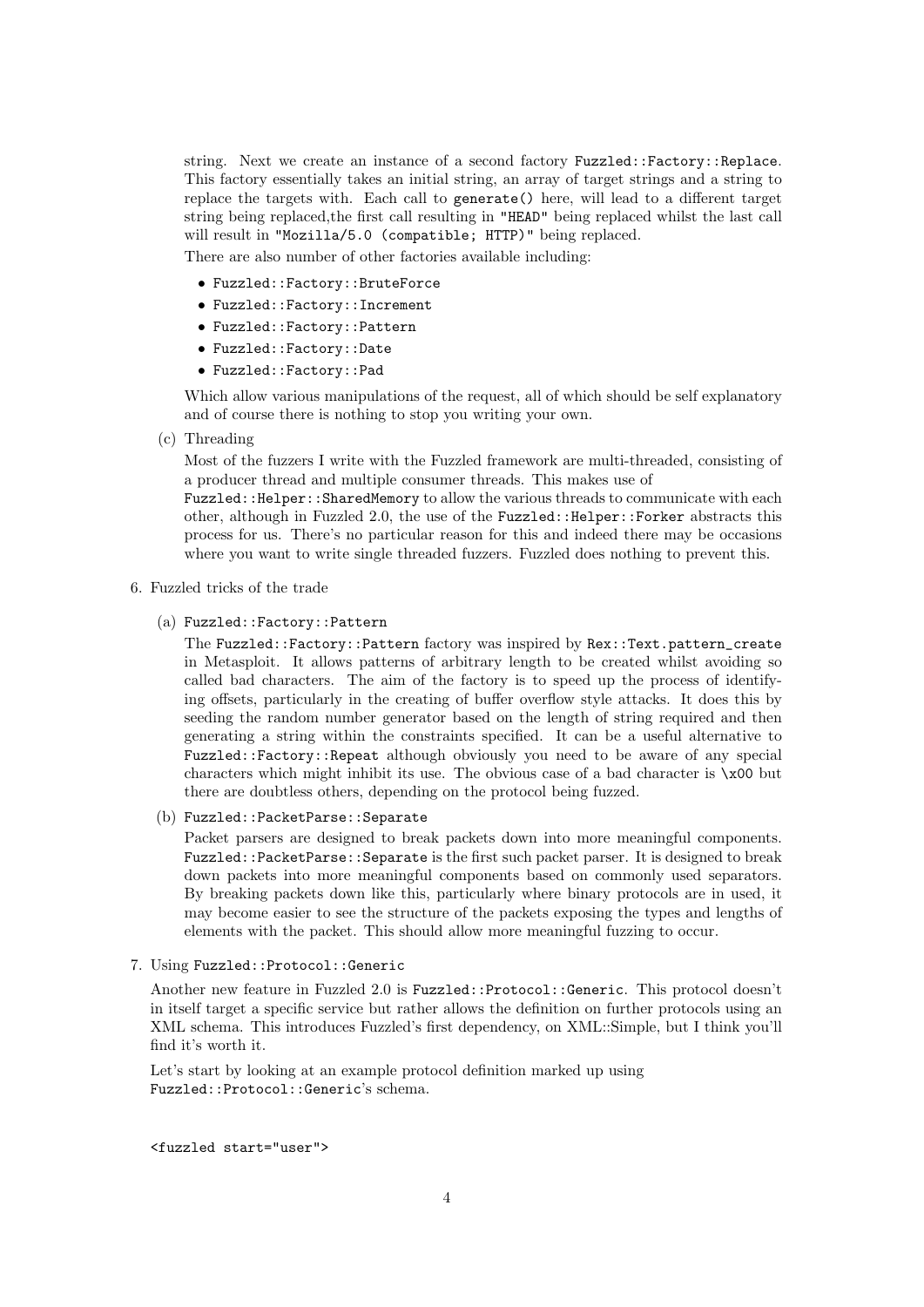string. Next we create an instance of a second factory `Fuzzled::Factory::Replace`. This factory essentially takes an initial string, an array of target strings and a string to replace the targets with. Each call to `generate()` here, will lead to a different target string being replaced,the first call resulting in `"HEAD"` being replaced whilst the last call will result in `"Mozilla/5.0 (compatible; HTTP)"` being replaced.

There are also number of other factories available including:

- `Fuzzled::Factory::BruteForce`
- `Fuzzled::Factory::Increment`
- `Fuzzled::Factory::Pattern`
- `Fuzzled::Factory::Date`
- `Fuzzled::Factory::Pad`

Which allow various manipulations of the request, all of which should be self explanatory and of course there is nothing to stop you writing your own.

(c) Threading

Most of the fuzzers I write with the Fuzzled framework are multi-threaded, consisting of a producer thread and multiple consumer threads. This makes use of `Fuzzled::Helper::SharedMemory` to allow the various threads to communicate with each other, although in Fuzzled 2.0, the use of the `Fuzzled::Helper::Forker` abstracts this process for us. There's no particular reason for this and indeed there may be occasions where you want to write single threaded fuzzers. Fuzzled does nothing to prevent this.

6. Fuzzled tricks of the trade

(a) `Fuzzled::Factory::Pattern`

The `Fuzzled::Factory::Pattern` factory was inspired by `Rex::Text.pattern_create` in Metasploit. It allows patterns of arbitrary length to be created whilst avoiding so called bad characters. The aim of the factory is to speed up the process of identifying offsets, particularly in the creating of buffer overflow style attacks. It does this by seeding the random number generator based on the length of string required and then generating a string within the constraints specified. It can be a useful alternative to `Fuzzled::Factory::Repeat` although obviously you need to be aware of any special characters which might inhibit its use. The obvious case of a bad character is `\x00` but there are doubtless others, depending on the protocol being fuzzed.

(b) `Fuzzled::PacketParse::Separate`

Packet parsers are designed to break packets down into more meaningful components. `Fuzzled::PacketParse::Separate` is the first such packet parser. It is designed to break down packets into more meaningful components based on commonly used separators. By breaking packets down like this, particularly where binary protocols are in used, it may become easier to see the structure of the packets exposing the types and lengths of elements with the packet. This should allow more meaningful fuzzing to occur.

7. Using `Fuzzled::Protocol::Generic`

Another new feature in Fuzzled 2.0 is `Fuzzled::Protocol::Generic`. This protocol doesn't in itself target a specific service but rather allows the definition on further protocols using an XML schema. This introduces Fuzzled's first dependency, on XML::Simple, but I think you'll find it's worth it.

Let's start by looking at an example protocol definition marked up using `Fuzzled::Protocol::Generic`'s schema.

```
<fuzzled start="user">
```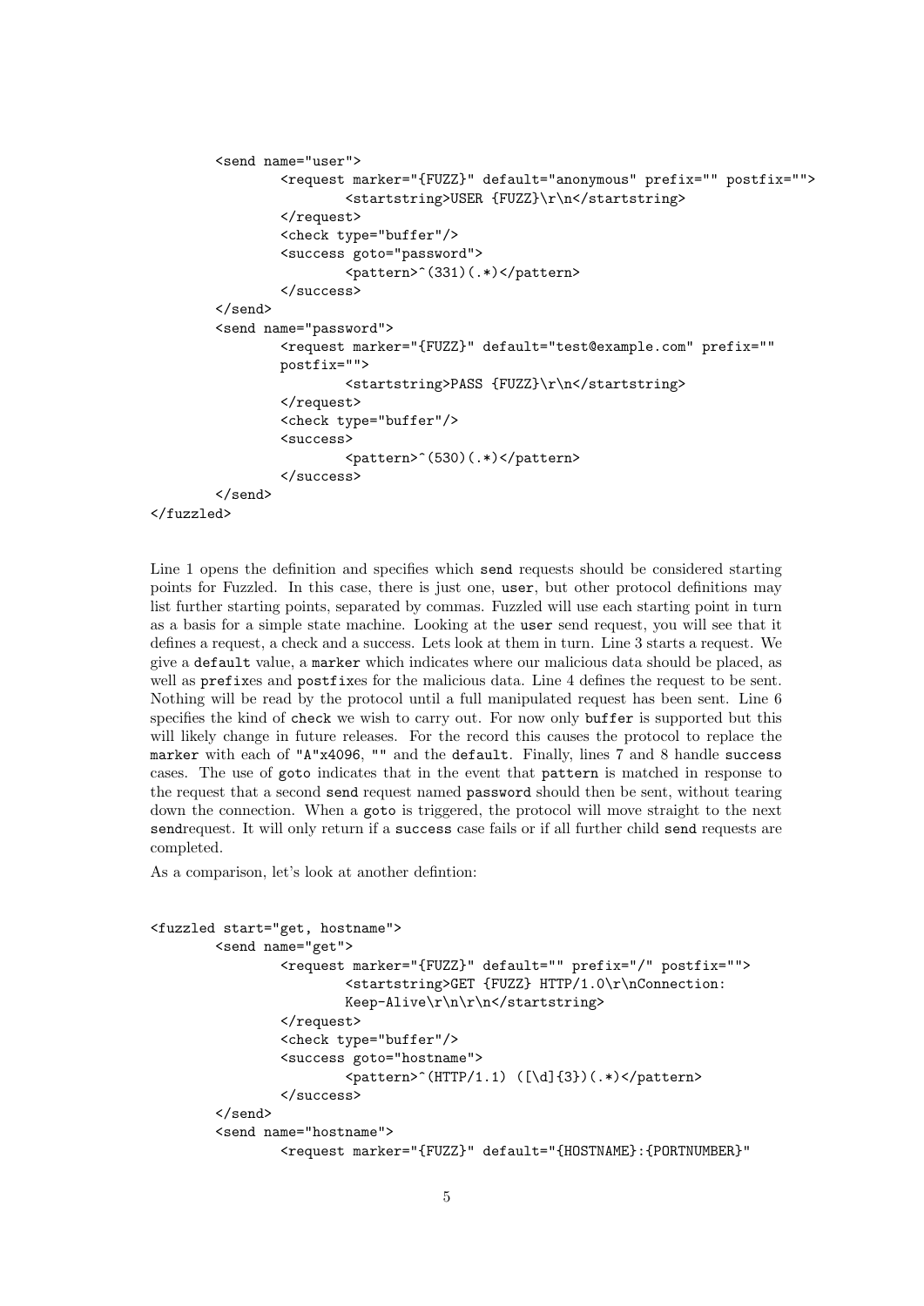```
        <send name="user">
                <request marker="{FUZZ}" default="anonymous" prefix="" postfix="">
                        <startstring>USER {FUZZ}\r\n</startstring>
                </request>
                <check type="buffer"/>
                <success goto="password">
                        <pattern>^(331)(.*)</pattern>
                </success>
        </send>
        <send name="password">
                <request marker="{FUZZ}" default="test@example.com" prefix=""
                postfix="">
                        <startstring>PASS {FUZZ}\r\n</startstring>
                </request>
                <check type="buffer"/>
                <success>
                        <pattern>^(530)(.*)</pattern>
                </success>
        </send>
</fuzzled>
```

Line 1 opens the definition and specifies which send requests should be considered starting points for Fuzzled. In this case, there is just one, user, but other protocol definitions may list further starting points, separated by commas. Fuzzled will use each starting point in turn as a basis for a simple state machine. Looking at the user send request, you will see that it defines a request, a check and a success. Lets look at them in turn. Line 3 starts a request. We give a default value, a marker which indicates where our malicious data should be placed, as well as prefixes and postfixes for the malicious data. Line 4 defines the request to be sent. Nothing will be read by the protocol until a full manipulated request has been sent. Line 6 specifies the kind of check we wish to carry out. For now only buffer is supported but this will likely change in future releases. For the record this causes the protocol to replace the marker with each of "A"x4096, "" and the default. Finally, lines 7 and 8 handle success cases. The use of goto indicates that in the event that pattern is matched in response to the request that a second send request named password should then be sent, without tearing down the connection. When a goto is triggered, the protocol will move straight to the next sendrequest. It will only return if a success case fails or if all further child send requests are completed.

As a comparison, let's look at another defintion:

```
<fuzzled start="get, hostname">
        <send name="get">
                <request marker="{FUZZ}" default="" prefix="/" postfix="">
                        <startstring>GET {FUZZ} HTTP/1.0\r\nConnection:
                        Keep-Alive\r\n\r\n</startstring>
                </request>
                <check type="buffer"/>
                <success goto="hostname">
                        <pattern>^(HTTP/1.1) ([\d]{3})(.*)</pattern>
                </success>
        </send>
        <send name="hostname">
                <request marker="{FUZZ}" default="{HOSTNAME}:{PORTNUMBER}"
```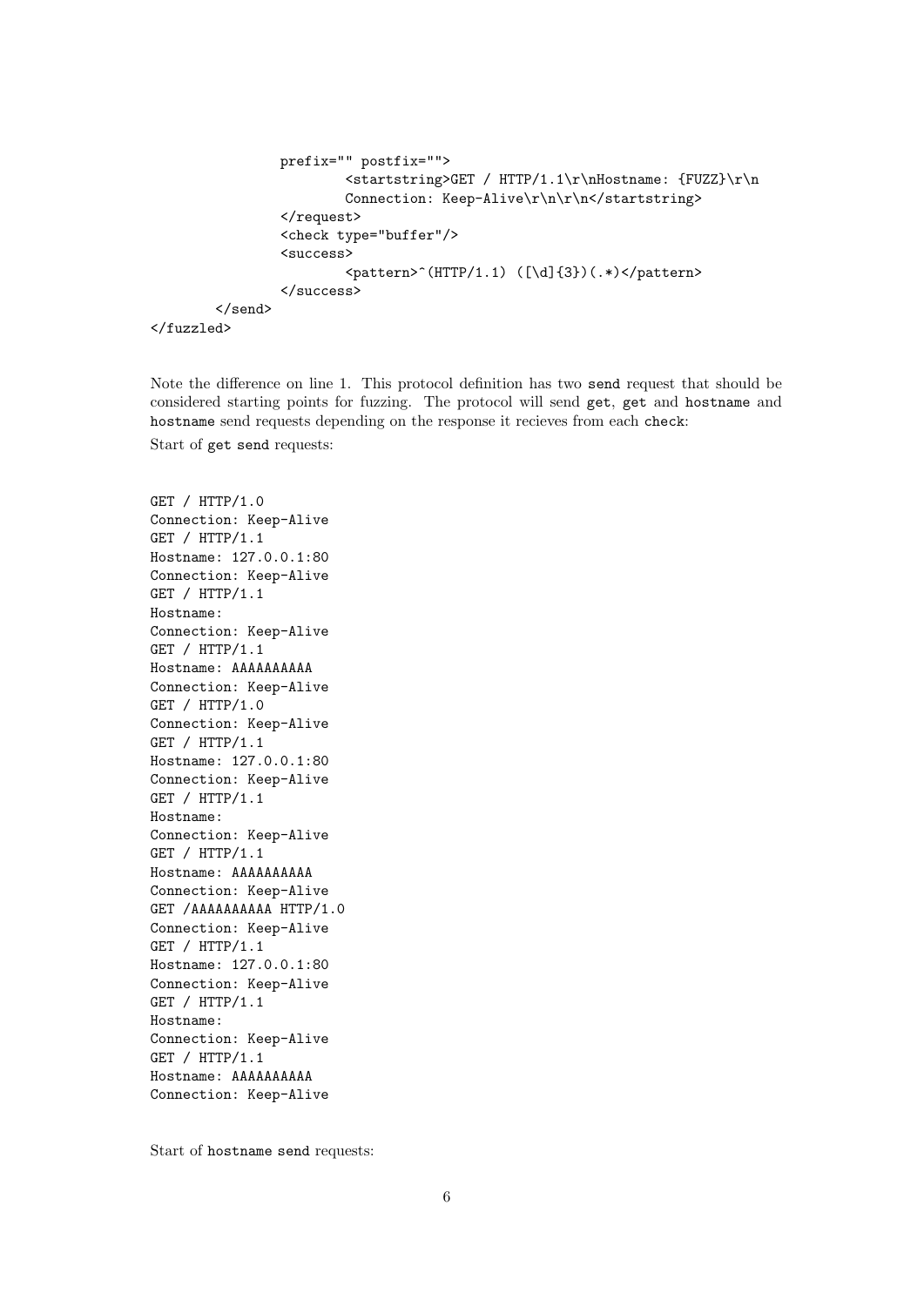```
                prefix="" postfix="">
                        <startstring>GET / HTTP/1.1\r\nHostname: {FUZZ}\r\n
                        Connection: Keep-Alive\r\n\r\n</startstring>
                </request>
                <check type="buffer"/>
                <success>
                        <pattern>^(HTTP/1.1) ([\d]{3})(.*)</pattern>
                </success>
        </send>
</fuzzled>
```

Note the difference on line 1. This protocol definition has two send request that should be considered starting points for fuzzing. The protocol will send get, get and hostname and hostname send requests depending on the response it recieves from each check:

Start of get send requests:

```
GET / HTTP/1.0
Connection: Keep-Alive
GET / HTTP/1.1
Hostname: 127.0.0.1:80
Connection: Keep-Alive
GET / HTTP/1.1
Hostname:
Connection: Keep-Alive
GET / HTTP/1.1
Hostname: AAAAAAAAAA
Connection: Keep-Alive
GET / HTTP/1.0
Connection: Keep-Alive
GET / HTTP/1.1
Hostname: 127.0.0.1:80
Connection: Keep-Alive
GET / HTTP/1.1
Hostname:
Connection: Keep-Alive
GET / HTTP/1.1
Hostname: AAAAAAAAAA
Connection: Keep-Alive
GET /AAAAAAAAAA HTTP/1.0
Connection: Keep-Alive
GET / HTTP/1.1
Hostname: 127.0.0.1:80
Connection: Keep-Alive
GET / HTTP/1.1
Hostname:
Connection: Keep-Alive
GET / HTTP/1.1
Hostname: AAAAAAAAAA
Connection: Keep-Alive
```

Start of hostname send requests: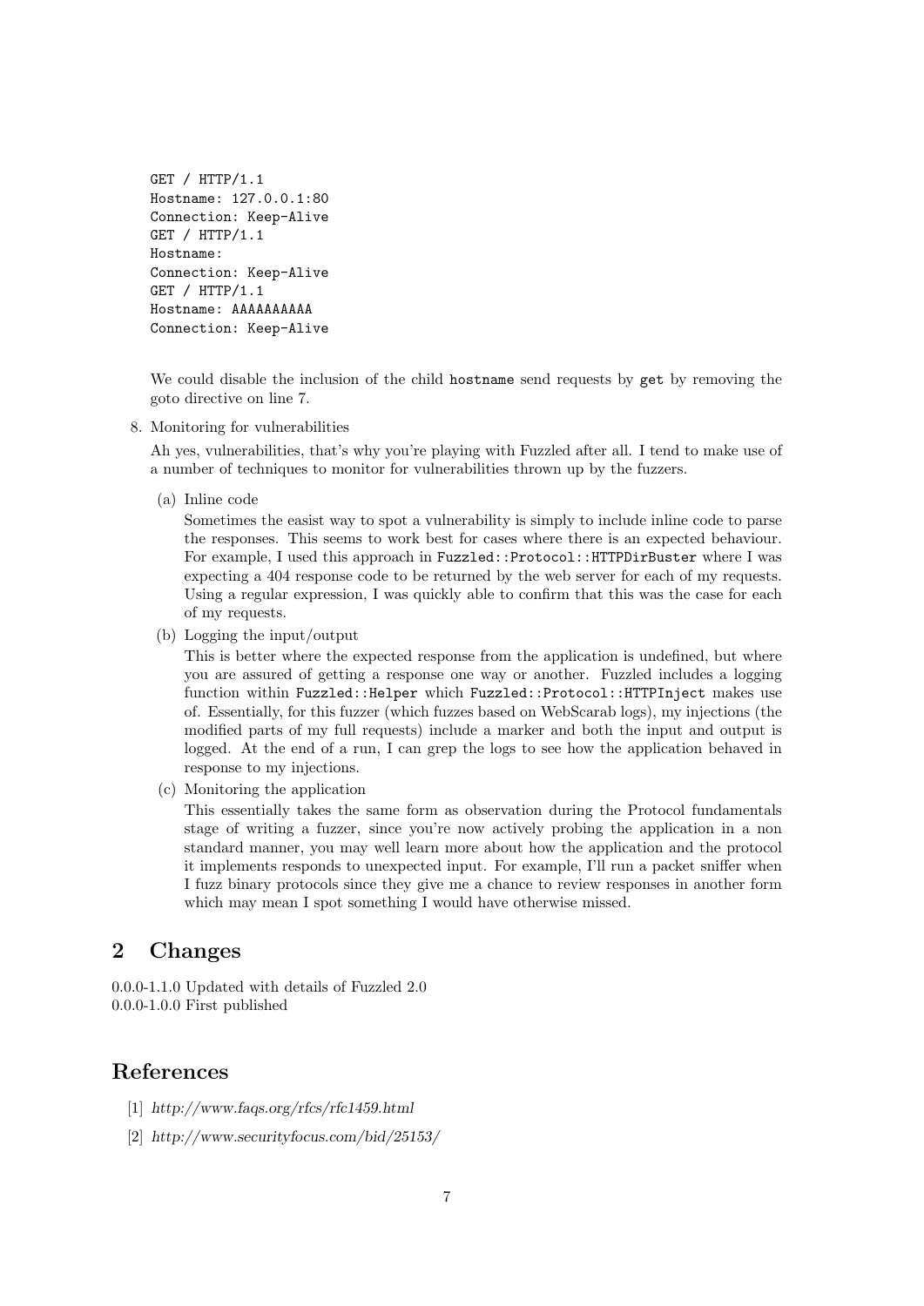```
GET / HTTP/1.1
Hostname: 127.0.0.1:80
Connection: Keep-Alive
GET / HTTP/1.1
Hostname:
Connection: Keep-Alive
GET / HTTP/1.1
Hostname: AAAAAAAAAA
Connection: Keep-Alive
```

We could disable the inclusion of the child `hostname` send requests by `get` by removing the goto directive on line 7.

8. Monitoring for vulnerabilities

   Ah yes, vulnerabilities, that's why you're playing with Fuzzled after all. I tend to make use of a number of techniques to monitor for vulnerabilities thrown up by the fuzzers.

   (a) Inline code

   Sometimes the easist way to spot a vulnerability is simply to include inline code to parse the responses. This seems to work best for cases where there is an expected behaviour. For example, I used this approach in `Fuzzled::Protocol::HTTPDirBuster` where I was expecting a 404 response code to be returned by the web server for each of my requests. Using a regular expression, I was quickly able to confirm that this was the case for each of my requests.

   (b) Logging the input/output

   This is better where the expected response from the application is undefined, but where you are assured of getting a response one way or another. Fuzzled includes a logging function within `Fuzzled::Helper` which `Fuzzled::Protocol::HTTPInject` makes use of. Essentially, for this fuzzer (which fuzzes based on WebScarab logs), my injections (the modified parts of my full requests) include a marker and both the input and output is logged. At the end of a run, I can grep the logs to see how the application behaved in response to my injections.

   (c) Monitoring the application

   This essentially takes the same form as observation during the Protocol fundamentals stage of writing a fuzzer, since you're now actively probing the application in a non standard manner, you may well learn more about how the application and the protocol it implements responds to unexpected input. For example, I'll run a packet sniffer when I fuzz binary protocols since they give me a chance to review responses in another form which may mean I spot something I would have otherwise missed.

## 2 Changes

0.0.0-1.1.0 Updated with details of Fuzzled 2.0
0.0.0-1.0.0 First published

## References

[1] *http://www.faqs.org/rfcs/rfc1459.html*

[2] *http://www.securityfocus.com/bid/25153/*